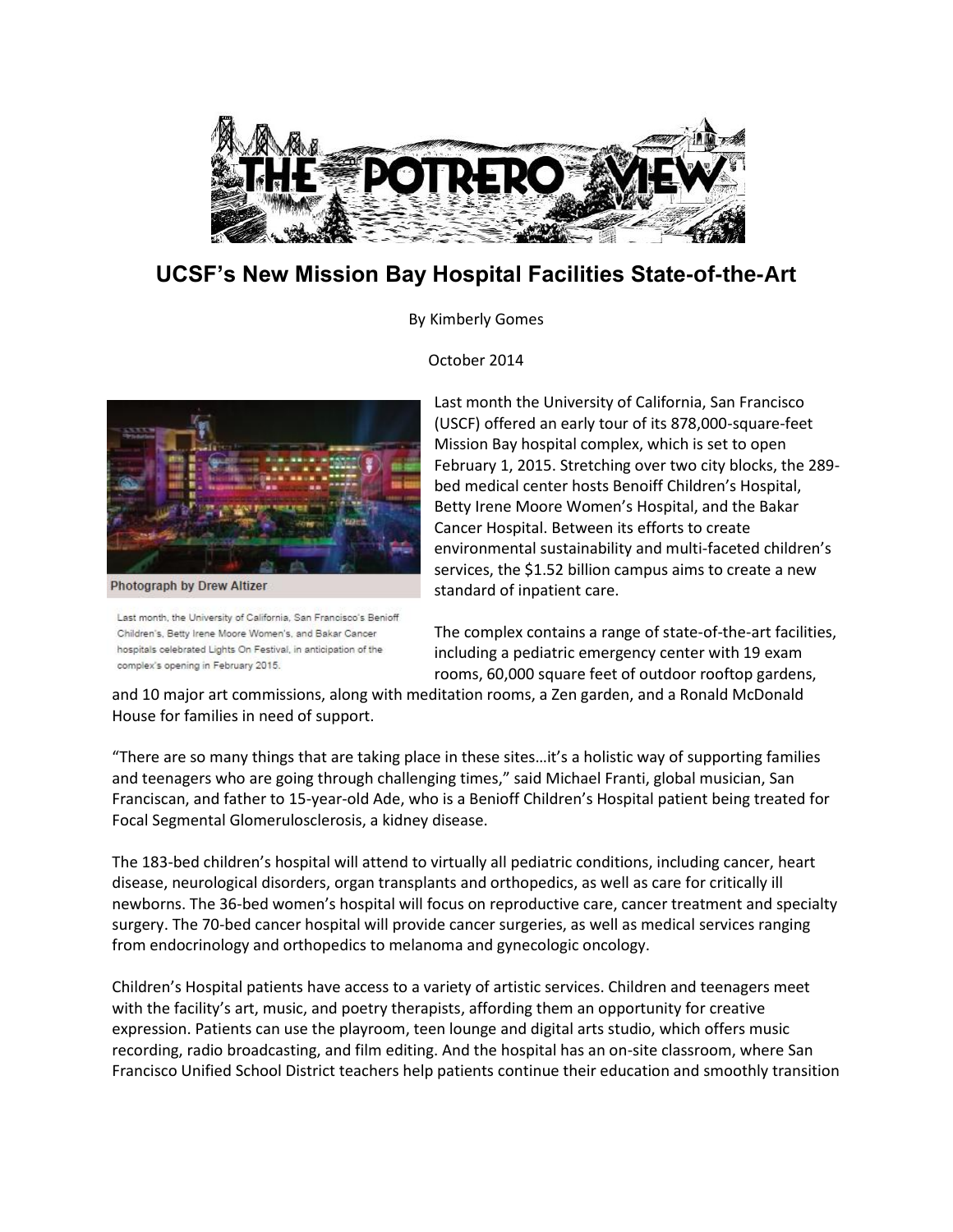# UCSF's New Mission Bay Hospital Facilities State-of-the-Art

By Kimberly Gomes

October 2014

Photograph by Drew Altizer

Last month, the University of California, San Francisco's Benioff Children's, Betty Irene Moore Women's, and Bakar Cancer hospitals celebrated Lights On Festival, in anticipation of the complex's opening in February 2015.

Last month the University of California, San Francisco (USCF) offered an early tour of its 878,000-square-feet Mission Bay hospital complex, which is set to open February 1, 2015. Stretching over two city blocks, the 289-bed medical center hosts Benoiff Children's Hospital, Betty Irene Moore Women's Hospital, and the Bakar Cancer Hospital. Between its efforts to create environmental sustainability and multi-faceted children's services, the $1.52 billion campus aims to create a new standard of inpatient care.

The complex contains a range of state-of-the-art facilities, including a pediatric emergency center with 19 exam rooms, 60,000 square feet of outdoor rooftop gardens, and 10 major art commissions, along with meditation rooms, a Zen garden, and a Ronald McDonald House for families in need of support.

"There are so many things that are taking place in these sites…it's a holistic way of supporting families and teenagers who are going through challenging times," said Michael Franti, global musician, San Franciscan, and father to 15-year-old Ade, who is a Benioff Children's Hospital patient being treated for Focal Segmental Glomerulosclerosis, a kidney disease.

The 183-bed children's hospital will attend to virtually all pediatric conditions, including cancer, heart disease, neurological disorders, organ transplants and orthopedics, as well as care for critically ill newborns. The 36-bed women's hospital will focus on reproductive care, cancer treatment and specialty surgery. The 70-bed cancer hospital will provide cancer surgeries, as well as medical services ranging from endocrinology and orthopedics to melanoma and gynecologic oncology.

Children's Hospital patients have access to a variety of artistic services. Children and teenagers meet with the facility's art, music, and poetry therapists, affording them an opportunity for creative expression. Patients can use the playroom, teen lounge and digital arts studio, which offers music recording, radio broadcasting, and film editing. And the hospital has an on-site classroom, where San Francisco Unified School District teachers help patients continue their education and smoothly transition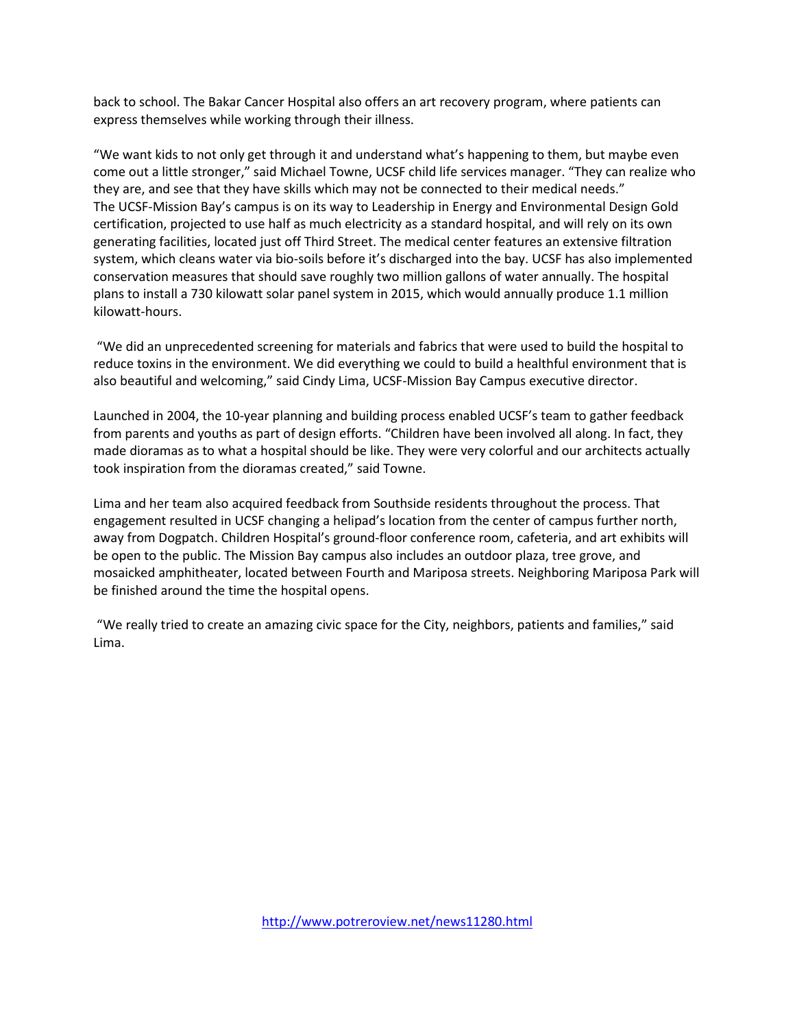back to school. The Bakar Cancer Hospital also offers an art recovery program, where patients can express themselves while working through their illness.

"We want kids to not only get through it and understand what's happening to them, but maybe even come out a little stronger," said Michael Towne, UCSF child life services manager. "They can realize who they are, and see that they have skills which may not be connected to their medical needs."
The UCSF-Mission Bay's campus is on its way to Leadership in Energy and Environmental Design Gold certification, projected to use half as much electricity as a standard hospital, and will rely on its own generating facilities, located just off Third Street. The medical center features an extensive filtration system, which cleans water via bio-soils before it's discharged into the bay. UCSF has also implemented conservation measures that should save roughly two million gallons of water annually. The hospital plans to install a 730 kilowatt solar panel system in 2015, which would annually produce 1.1 million kilowatt-hours.

"We did an unprecedented screening for materials and fabrics that were used to build the hospital to reduce toxins in the environment. We did everything we could to build a healthful environment that is also beautiful and welcoming," said Cindy Lima, UCSF-Mission Bay Campus executive director.

Launched in 2004, the 10-year planning and building process enabled UCSF's team to gather feedback from parents and youths as part of design efforts. "Children have been involved all along. In fact, they made dioramas as to what a hospital should be like. They were very colorful and our architects actually took inspiration from the dioramas created," said Towne.

Lima and her team also acquired feedback from Southside residents throughout the process. That engagement resulted in UCSF changing a helipad's location from the center of campus further north, away from Dogpatch. Children Hospital's ground-floor conference room, cafeteria, and art exhibits will be open to the public. The Mission Bay campus also includes an outdoor plaza, tree grove, and mosaicked amphitheater, located between Fourth and Mariposa streets. Neighboring Mariposa Park will be finished around the time the hospital opens.

"We really tried to create an amazing civic space for the City, neighbors, patients and families," said Lima.

http://www.potreroview.net/news11280.html